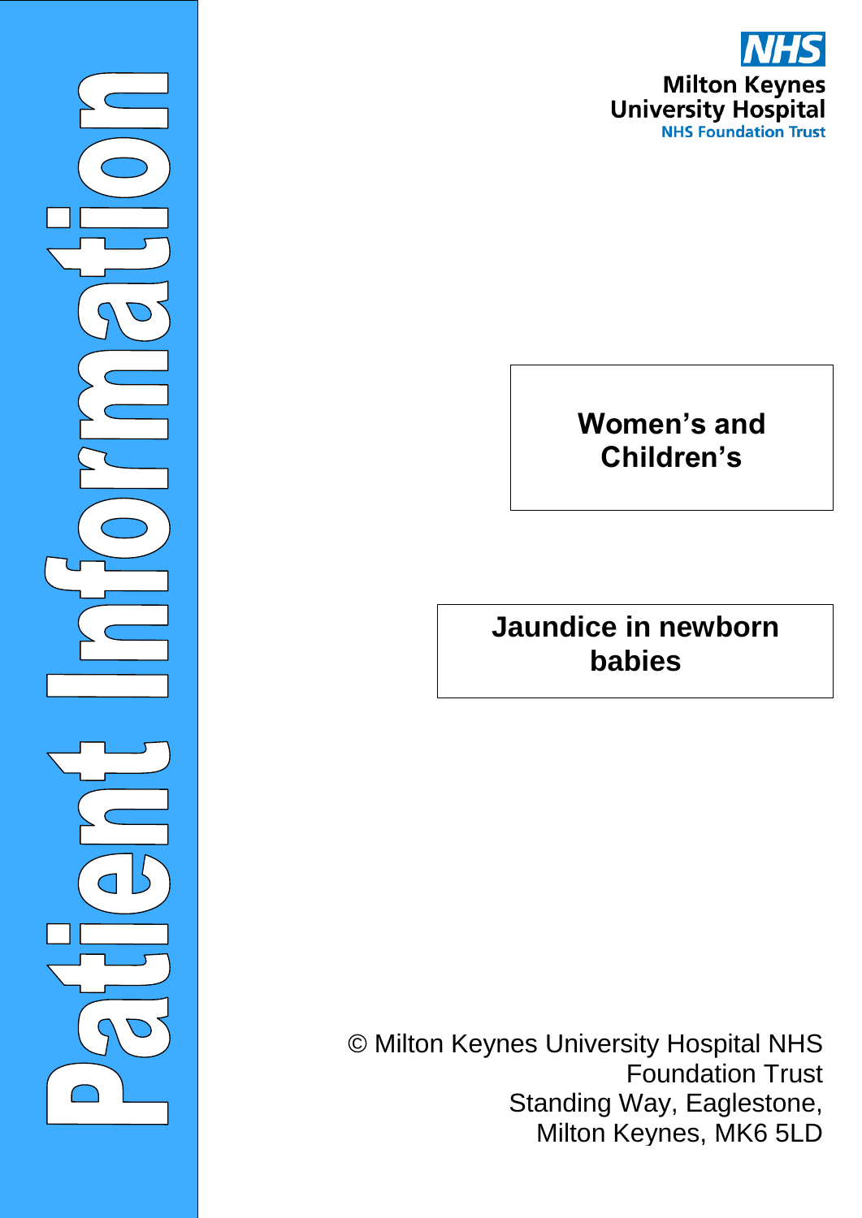Patient Information

NHS

Milton Keynes University Hospital
NHS Foundation Trust

**Women's and Children's**

# Jaundice in newborn babies

© Milton Keynes University Hospital NHS Foundation Trust
Standing Way, Eaglestone,
Milton Keynes, MK6 5LD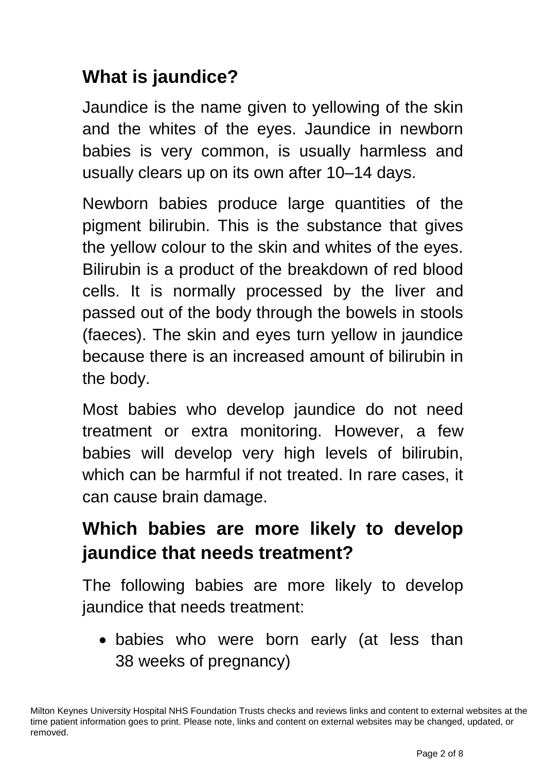## What is jaundice?

Jaundice is the name given to yellowing of the skin and the whites of the eyes. Jaundice in newborn babies is very common, is usually harmless and usually clears up on its own after 10–14 days.

Newborn babies produce large quantities of the pigment bilirubin. This is the substance that gives the yellow colour to the skin and whites of the eyes. Bilirubin is a product of the breakdown of red blood cells. It is normally processed by the liver and passed out of the body through the bowels in stools (faeces). The skin and eyes turn yellow in jaundice because there is an increased amount of bilirubin in the body.

Most babies who develop jaundice do not need treatment or extra monitoring. However, a few babies will develop very high levels of bilirubin, which can be harmful if not treated. In rare cases, it can cause brain damage.

## Which babies are more likely to develop jaundice that needs treatment?

The following babies are more likely to develop jaundice that needs treatment:

- babies who were born early (at less than 38 weeks of pregnancy)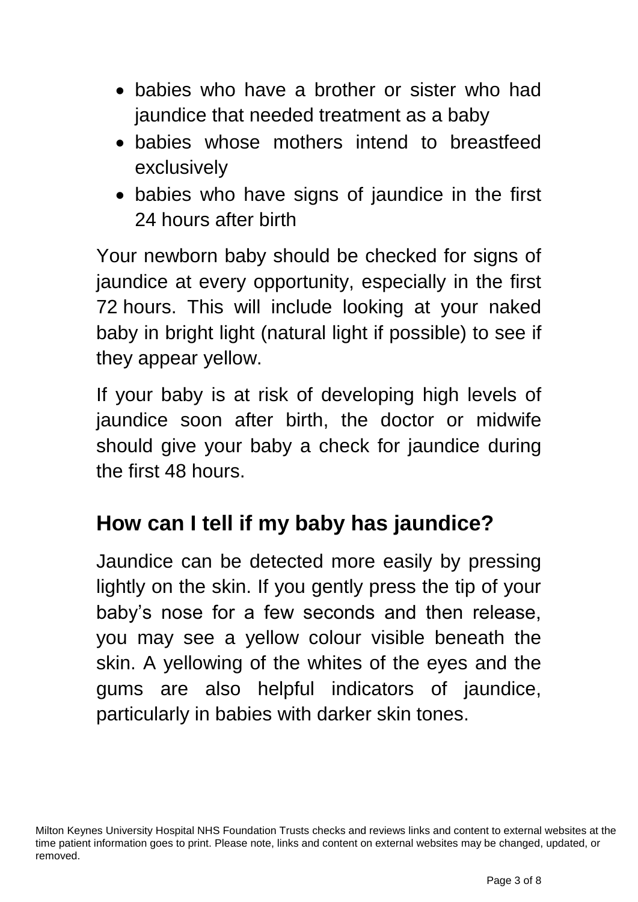- babies who have a brother or sister who had jaundice that needed treatment as a baby
- babies whose mothers intend to breastfeed exclusively
- babies who have signs of jaundice in the first 24 hours after birth

Your newborn baby should be checked for signs of jaundice at every opportunity, especially in the first 72 hours. This will include looking at your naked baby in bright light (natural light if possible) to see if they appear yellow.

If your baby is at risk of developing high levels of jaundice soon after birth, the doctor or midwife should give your baby a check for jaundice during the first 48 hours.

## How can I tell if my baby has jaundice?

Jaundice can be detected more easily by pressing lightly on the skin. If you gently press the tip of your baby's nose for a few seconds and then release, you may see a yellow colour visible beneath the skin. A yellowing of the whites of the eyes and the gums are also helpful indicators of jaundice, particularly in babies with darker skin tones.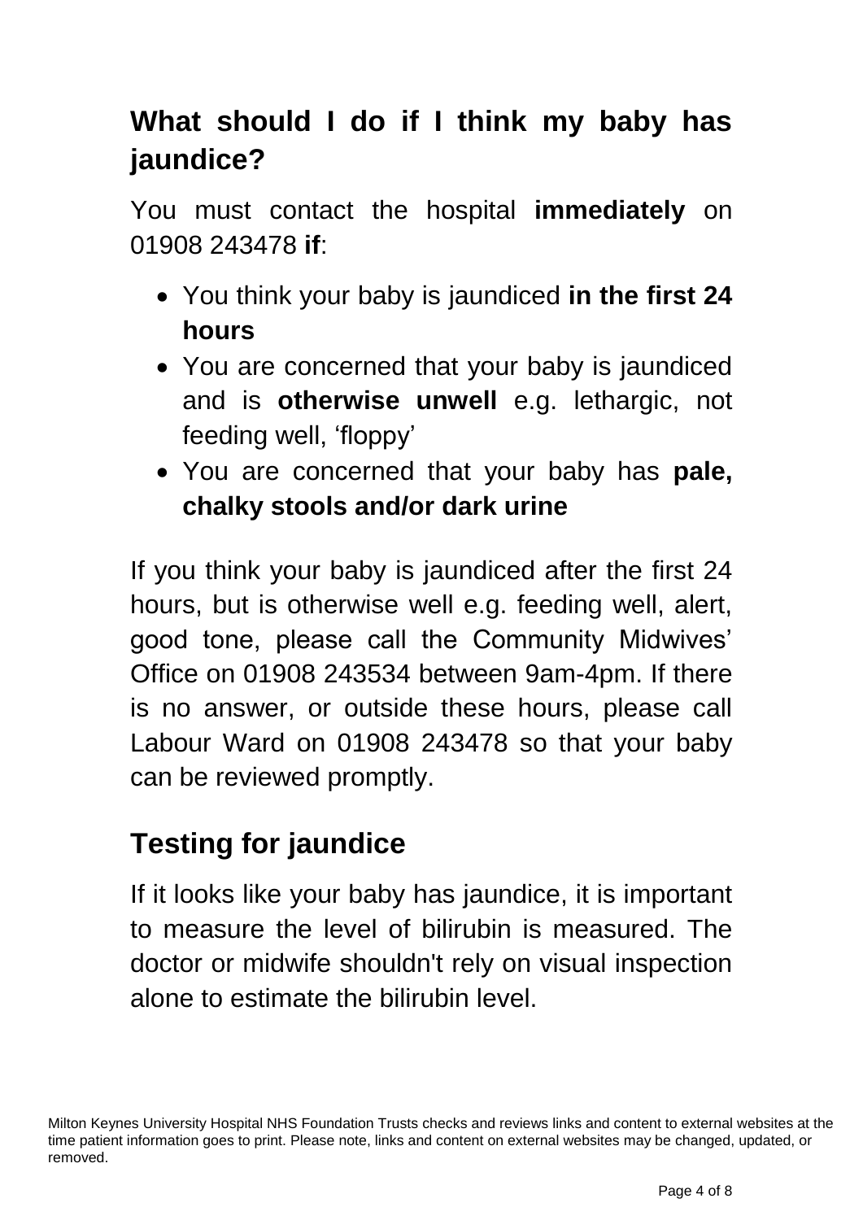## What should I do if I think my baby has jaundice?

You must contact the hospital **immediately** on 01908 243478 **if**:

- You think your baby is jaundiced **in the first 24 hours**
- You are concerned that your baby is jaundiced and is **otherwise unwell** e.g. lethargic, not feeding well, 'floppy'
- You are concerned that your baby has **pale, chalky stools and/or dark urine**

If you think your baby is jaundiced after the first 24 hours, but is otherwise well e.g. feeding well, alert, good tone, please call the Community Midwives' Office on 01908 243534 between 9am-4pm. If there is no answer, or outside these hours, please call Labour Ward on 01908 243478 so that your baby can be reviewed promptly.

## Testing for jaundice

If it looks like your baby has jaundice, it is important to measure the level of bilirubin is measured. The doctor or midwife shouldn't rely on visual inspection alone to estimate the bilirubin level.

Milton Keynes University Hospital NHS Foundation Trusts checks and reviews links and content to external websites at the time patient information goes to print. Please note, links and content on external websites may be changed, updated, or removed.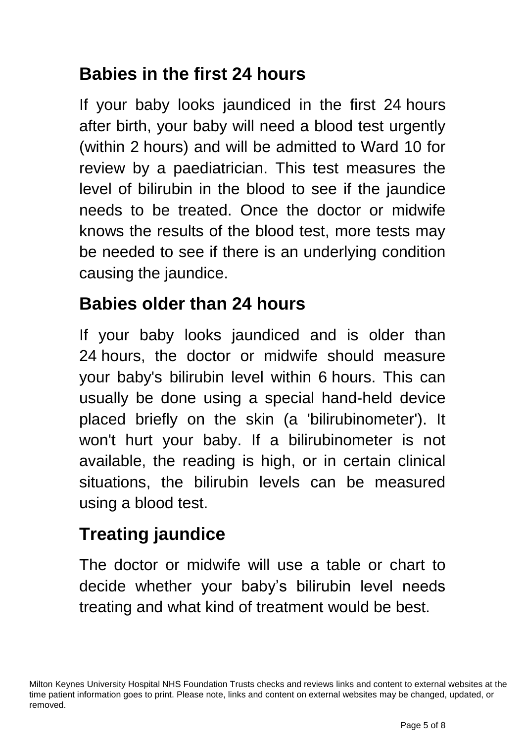## Babies in the first 24 hours

If your baby looks jaundiced in the first 24 hours after birth, your baby will need a blood test urgently (within 2 hours) and will be admitted to Ward 10 for review by a paediatrician. This test measures the level of bilirubin in the blood to see if the jaundice needs to be treated. Once the doctor or midwife knows the results of the blood test, more tests may be needed to see if there is an underlying condition causing the jaundice.

## Babies older than 24 hours

If your baby looks jaundiced and is older than 24 hours, the doctor or midwife should measure your baby's bilirubin level within 6 hours. This can usually be done using a special hand-held device placed briefly on the skin (a 'bilirubinometer'). It won't hurt your baby. If a bilirubinometer is not available, the reading is high, or in certain clinical situations, the bilirubin levels can be measured using a blood test.

## Treating jaundice

The doctor or midwife will use a table or chart to decide whether your baby's bilirubin level needs treating and what kind of treatment would be best.

Milton Keynes University Hospital NHS Foundation Trusts checks and reviews links and content to external websites at the time patient information goes to print. Please note, links and content on external websites may be changed, updated, or removed.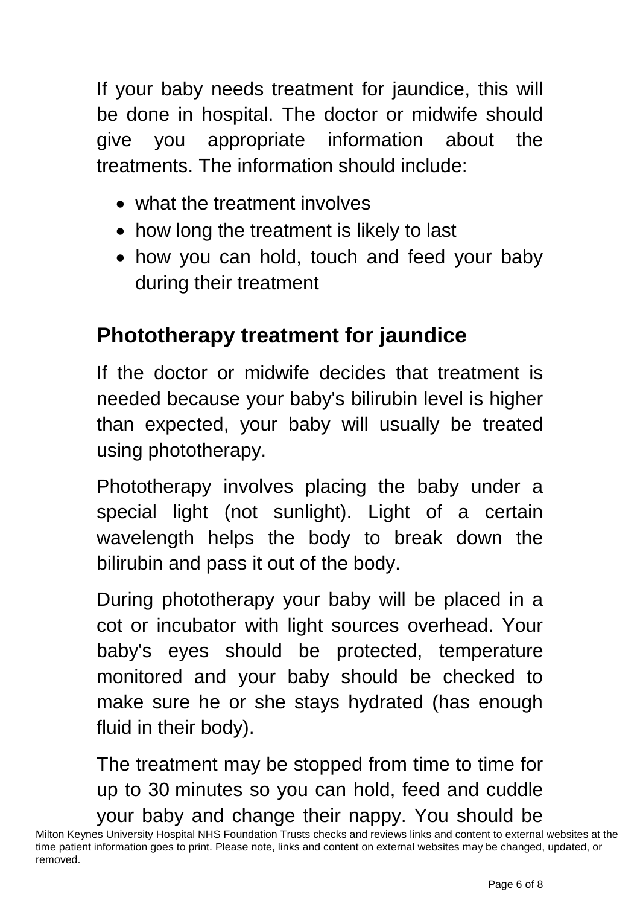If your baby needs treatment for jaundice, this will be done in hospital. The doctor or midwife should give you appropriate information about the treatments. The information should include:

- what the treatment involves
- how long the treatment is likely to last
- how you can hold, touch and feed your baby during their treatment

## Phototherapy treatment for jaundice

If the doctor or midwife decides that treatment is needed because your baby's bilirubin level is higher than expected, your baby will usually be treated using phototherapy.

Phototherapy involves placing the baby under a special light (not sunlight). Light of a certain wavelength helps the body to break down the bilirubin and pass it out of the body.

During phototherapy your baby will be placed in a cot or incubator with light sources overhead. Your baby's eyes should be protected, temperature monitored and your baby should be checked to make sure he or she stays hydrated (has enough fluid in their body).

The treatment may be stopped from time to time for up to 30 minutes so you can hold, feed and cuddle your baby and change their nappy. You should be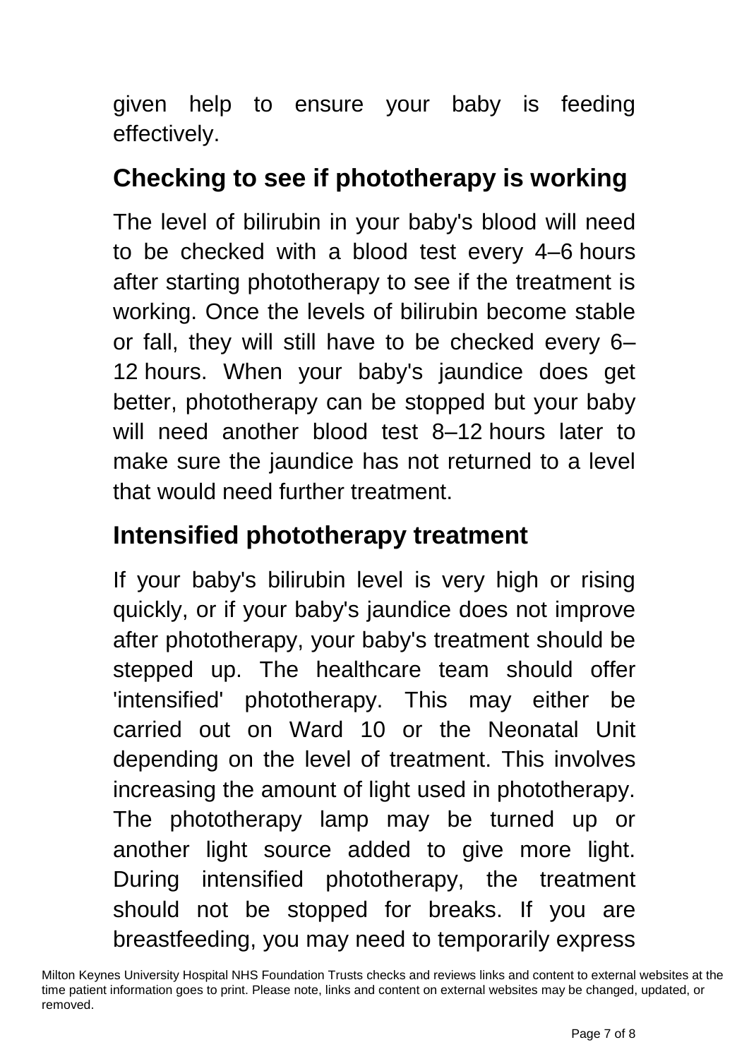given help to ensure your baby is feeding effectively.

## Checking to see if phototherapy is working

The level of bilirubin in your baby's blood will need to be checked with a blood test every 4–6 hours after starting phototherapy to see if the treatment is working. Once the levels of bilirubin become stable or fall, they will still have to be checked every 6–12 hours. When your baby's jaundice does get better, phototherapy can be stopped but your baby will need another blood test 8–12 hours later to make sure the jaundice has not returned to a level that would need further treatment.

## Intensified phototherapy treatment

If your baby's bilirubin level is very high or rising quickly, or if your baby's jaundice does not improve after phototherapy, your baby's treatment should be stepped up. The healthcare team should offer 'intensified' phototherapy. This may either be carried out on Ward 10 or the Neonatal Unit depending on the level of treatment. This involves increasing the amount of light used in phototherapy. The phototherapy lamp may be turned up or another light source added to give more light. During intensified phototherapy, the treatment should not be stopped for breaks. If you are breastfeeding, you may need to temporarily express

Milton Keynes University Hospital NHS Foundation Trusts checks and reviews links and content to external websites at the time patient information goes to print. Please note, links and content on external websites may be changed, updated, or removed.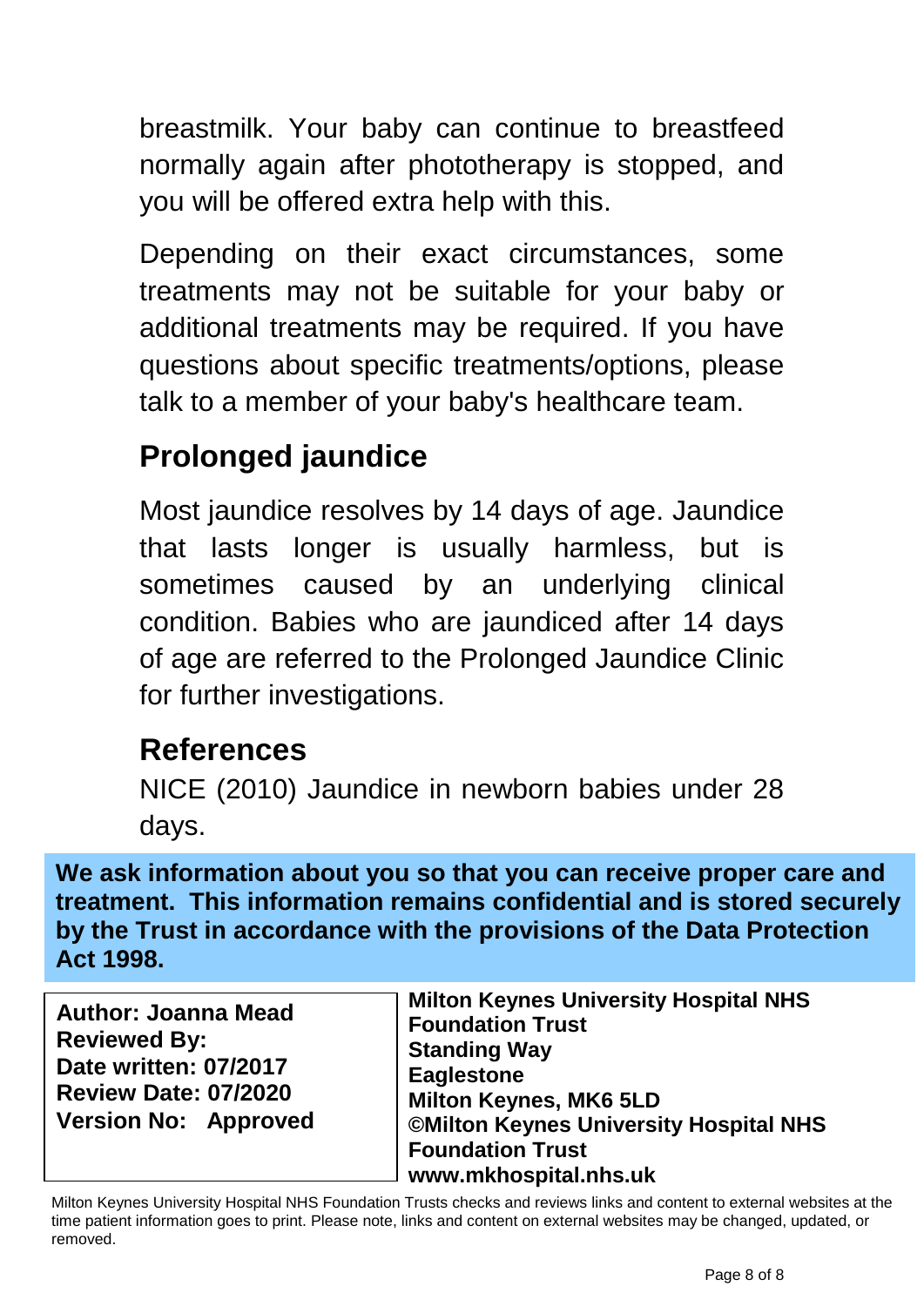breastmilk. Your baby can continue to breastfeed normally again after phototherapy is stopped, and you will be offered extra help with this.

Depending on their exact circumstances, some treatments may not be suitable for your baby or additional treatments may be required. If you have questions about specific treatments/options, please talk to a member of your baby's healthcare team.

## Prolonged jaundice

Most jaundice resolves by 14 days of age. Jaundice that lasts longer is usually harmless, but is sometimes caused by an underlying clinical condition. Babies who are jaundiced after 14 days of age are referred to the Prolonged Jaundice Clinic for further investigations.

## References

NICE (2010) Jaundice in newborn babies under 28 days.

**We ask information about you so that you can receive proper care and treatment. This information remains confidential and is stored securely by the Trust in accordance with the provisions of the Data Protection Act 1998.**

**Author: Joanna Mead**
**Reviewed By:**
**Date written: 07/2017**
**Review Date: 07/2020**
**Version No: Approved**

**Milton Keynes University Hospital NHS Foundation Trust**
**Standing Way**
**Eaglestone**
**Milton Keynes, MK6 5LD**
**©Milton Keynes University Hospital NHS Foundation Trust**
**www.mkhospital.nhs.uk**

Milton Keynes University Hospital NHS Foundation Trusts checks and reviews links and content to external websites at the time patient information goes to print. Please note, links and content on external websites may be changed, updated, or removed.